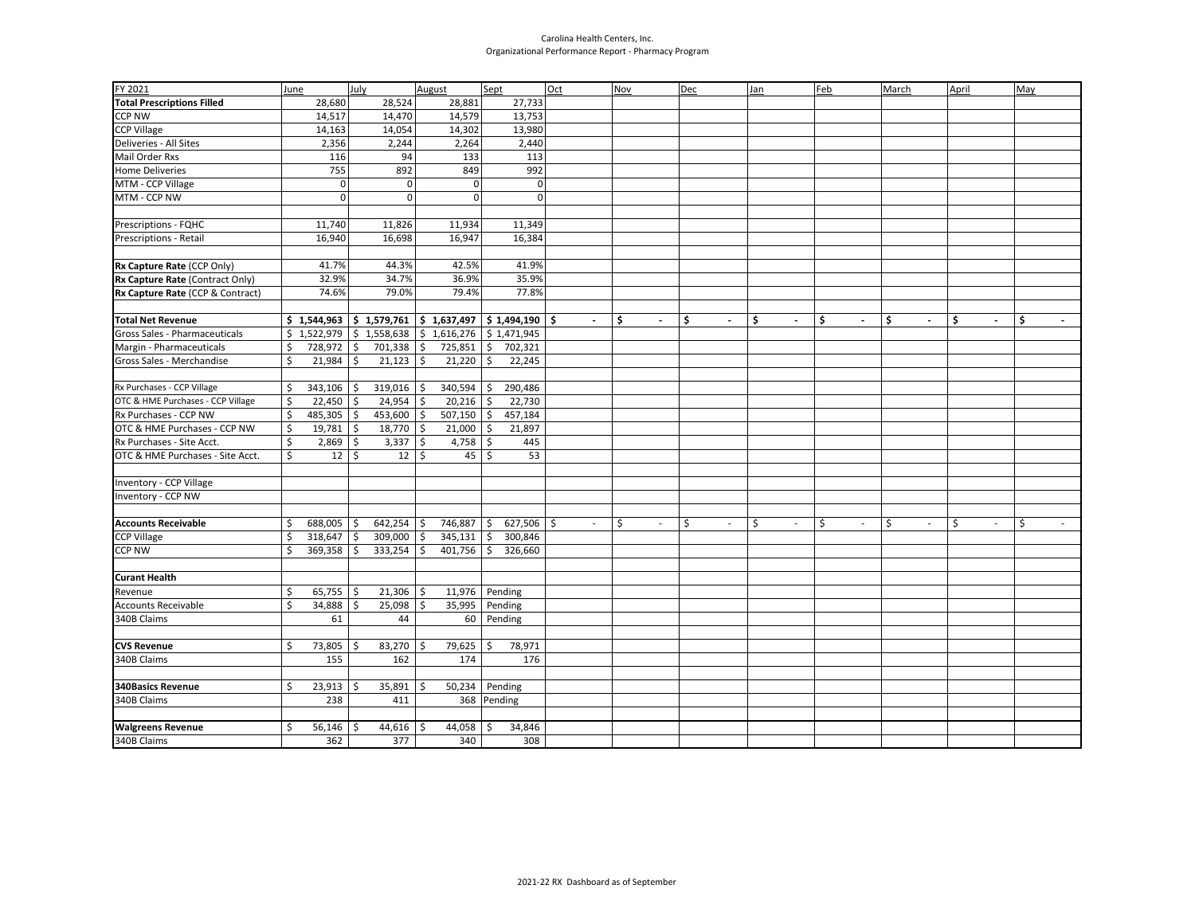Carolina Health Centers, Inc.
Organizational Performance Report - Pharmacy Program

| FY 2021 | June | July | August | Sept | Oct | Nov | Dec | Jan | Feb | March | April | May |
|---|---|---|---|---|---|---|---|---|---|---|---|---|
| **Total Prescriptions Filled** | 28,680 | 28,524 | 28,881 | 27,733 | | | | | | | | |
| CCP NW | 14,517 | 14,470 | 14,579 | 13,753 | | | | | | | | |
| CCP Village | 14,163 | 14,054 | 14,302 | 13,980 | | | | | | | | |
| Deliveries - All Sites | 2,356 | 2,244 | 2,264 | 2,440 | | | | | | | | |
| Mail Order Rxs | 116 | 94 | 133 | 113 | | | | | | | | |
| Home Deliveries | 755 | 892 | 849 | 992 | | | | | | | | |
| MTM - CCP Village | 0 | 0 | 0 | 0 | | | | | | | | |
| MTM - CCP NW | 0 | 0 | 0 | 0 | | | | | | | | |
| | | | | | | | | | | | | |
| Prescriptions - FQHC | 11,740 | 11,826 | 11,934 | 11,349 | | | | | | | | |
| Prescriptions - Retail | 16,940 | 16,698 | 16,947 | 16,384 | | | | | | | | |
| | | | | | | | | | | | | |
| **Rx Capture Rate** (CCP Only) | 41.7% | 44.3% | 42.5% | 41.9% | | | | | | | | |
| **Rx Capture Rate** (Contract Only) | 32.9% | 34.7% | 36.9% | 35.9% | | | | | | | | |
| **Rx Capture Rate** (CCP & Contract) | 74.6% | 79.0% | 79.4% | 77.8% | | | | | | | | |
| | | | | | | | | | | | | |
| **Total Net Revenue** | **$ 1,544,963** | **$ 1,579,761** | **$ 1,637,497** | **$ 1,494,190** | **$ -** | **$ -** | **$ -** | **$ -** | **$ -** | **$ -** | **$ -** | **$ -** |
| Gross Sales - Pharmaceuticals | $ 1,522,979 | $ 1,558,638 | $ 1,616,276 | $ 1,471,945 | | | | | | | | |
| Margin - Pharmaceuticals | $ 728,972 | $ 701,338 | $ 725,851 | $ 702,321 | | | | | | | | |
| Gross Sales - Merchandise | $ 21,984 | $ 21,123 | $ 21,220 | $ 22,245 | | | | | | | | |
| | | | | | | | | | | | | |
| Rx Purchases - CCP Village | $ 343,106 | $ 319,016 | $ 340,594 | $ 290,486 | | | | | | | | |
| OTC & HME Purchases - CCP Village | $ 22,450 | $ 24,954 | $ 20,216 | $ 22,730 | | | | | | | | |
| Rx Purchases - CCP NW | $ 485,305 | $ 453,600 | $ 507,150 | $ 457,184 | | | | | | | | |
| OTC & HME Purchases - CCP NW | $ 19,781 | $ 18,770 | $ 21,000 | $ 21,897 | | | | | | | | |
| Rx Purchases - Site Acct. | $ 2,869 | $ 3,337 | $ 4,758 | $ 445 | | | | | | | | |
| OTC & HME Purchases - Site Acct. | $ 12 | $ 12 | $ 45 | $ 53 | | | | | | | | |
| | | | | | | | | | | | | |
| Inventory - CCP Village | | | | | | | | | | | | |
| Inventory - CCP NW | | | | | | | | | | | | |
| | | | | | | | | | | | | |
| **Accounts Receivable** | $ 688,005 | $ 642,254 | $ 746,887 | $ 627,506 | $ - | $ - | $ - | $ - | $ - | $ - | $ - | $ - |
| CCP Village | $ 318,647 | $ 309,000 | $ 345,131 | $ 300,846 | | | | | | | | |
| CCP NW | $ 369,358 | $ 333,254 | $ 401,756 | $ 326,660 | | | | | | | | |
| | | | | | | | | | | | | |
| **Curant Health** | | | | | | | | | | | | |
| Revenue | $ 65,755 | $ 21,306 | $ 11,976 | Pending | | | | | | | | |
| Accounts Receivable | $ 34,888 | $ 25,098 | $ 35,995 | Pending | | | | | | | | |
| 340B Claims | 61 | 44 | 60 | Pending | | | | | | | | |
| | | | | | | | | | | | | |
| **CVS Revenue** | $ 73,805 | $ 83,270 | $ 79,625 | $ 78,971 | | | | | | | | |
| 340B Claims | 155 | 162 | 174 | 176 | | | | | | | | |
| | | | | | | | | | | | | |
| **340Basics Revenue** | $ 23,913 | $ 35,891 | $ 50,234 | Pending | | | | | | | | |
| 340B Claims | 238 | 411 | 368 | Pending | | | | | | | | |
| | | | | | | | | | | | | |
| **Walgreens Revenue** | $ 56,146 | $ 44,616 | $ 44,058 | $ 34,846 | | | | | | | | |
| 340B Claims | 362 | 377 | 340 | 308 | | | | | | | | |

2021-22 RX Dashboard as of September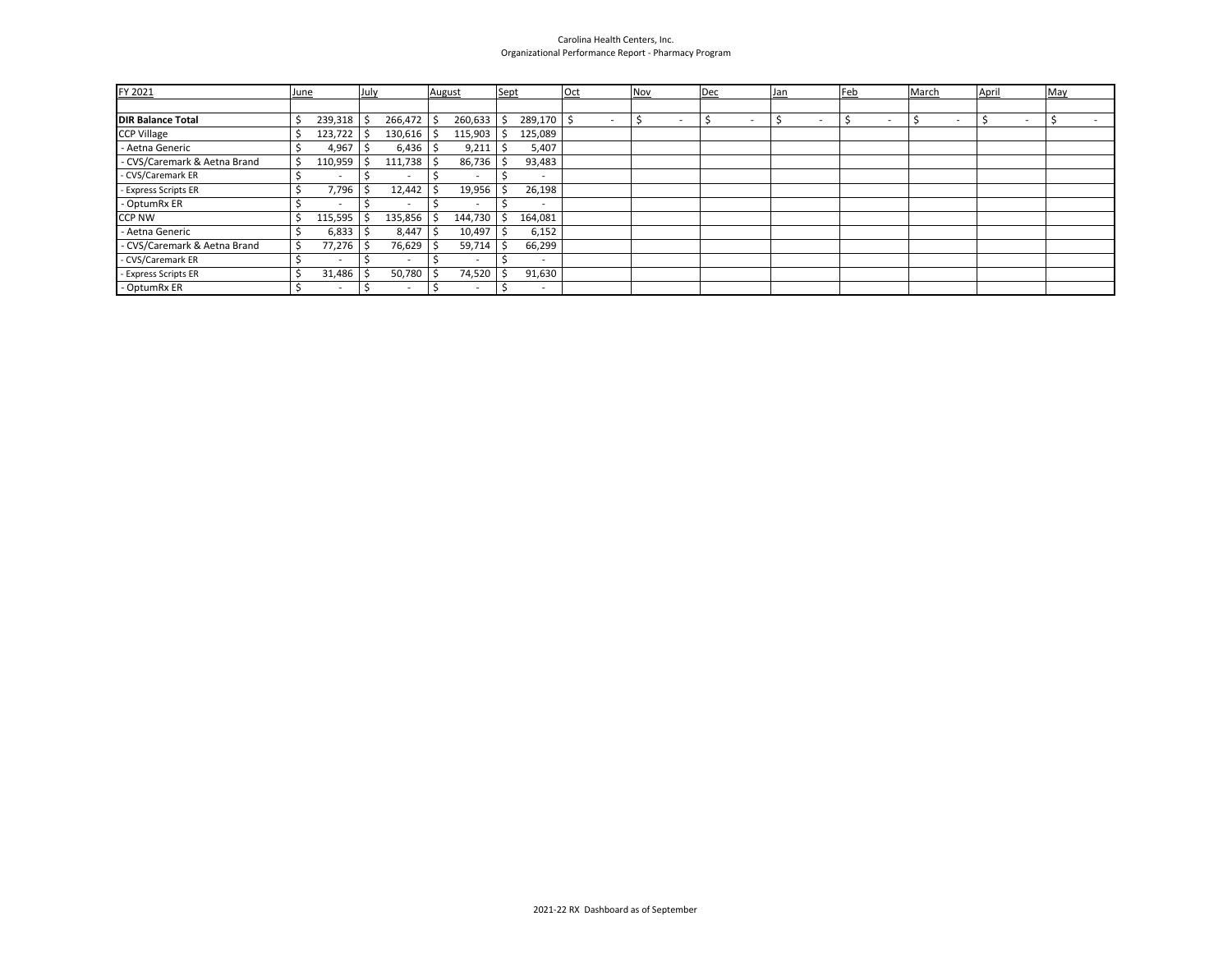Carolina Health Centers, Inc.
Organizational Performance Report - Pharmacy Program

| FY 2021 | June | July | August | Sept | Oct | Nov | Dec | Jan | Feb | March | April | May |
|---|---|---|---|---|---|---|---|---|---|---|---|---|
| | | | | | | | | | | | | |
| **DIR Balance Total** | $ 239,318 | $ 266,472 | $ 260,633 | $ 289,170 | $ - | $ - | $ - | $ - | $ - | $ - | $ - | $ - |
| CCP Village | $ 123,722 | $ 130,616 | $ 115,903 | $ 125,089 | | | | | | | | |
| - Aetna Generic | $ 4,967 | $ 6,436 | $ 9,211 | $ 5,407 | | | | | | | | |
| - CVS/Caremark & Aetna Brand | $ 110,959 | $ 111,738 | $ 86,736 | $ 93,483 | | | | | | | | |
| - CVS/Caremark ER | $ - | $ - | $ - | $ - | | | | | | | | |
| - Express Scripts ER | $ 7,796 | $ 12,442 | $ 19,956 | $ 26,198 | | | | | | | | |
| - OptumRx ER | $ - | $ - | $ - | $ - | | | | | | | | |
| CCP NW | $ 115,595 | $ 135,856 | $ 144,730 | $ 164,081 | | | | | | | | |
| - Aetna Generic | $ 6,833 | $ 8,447 | $ 10,497 | $ 6,152 | | | | | | | | |
| - CVS/Caremark & Aetna Brand | $ 77,276 | $ 76,629 | $ 59,714 | $ 66,299 | | | | | | | | |
| - CVS/Caremark ER | $ - | $ - | $ - | $ - | | | | | | | | |
| - Express Scripts ER | $ 31,486 | $ 50,780 | $ 74,520 | $ 91,630 | | | | | | | | |
| - OptumRx ER | $ - | $ - | $ - | $ - | | | | | | | | |

2021-22 RX Dashboard as of September